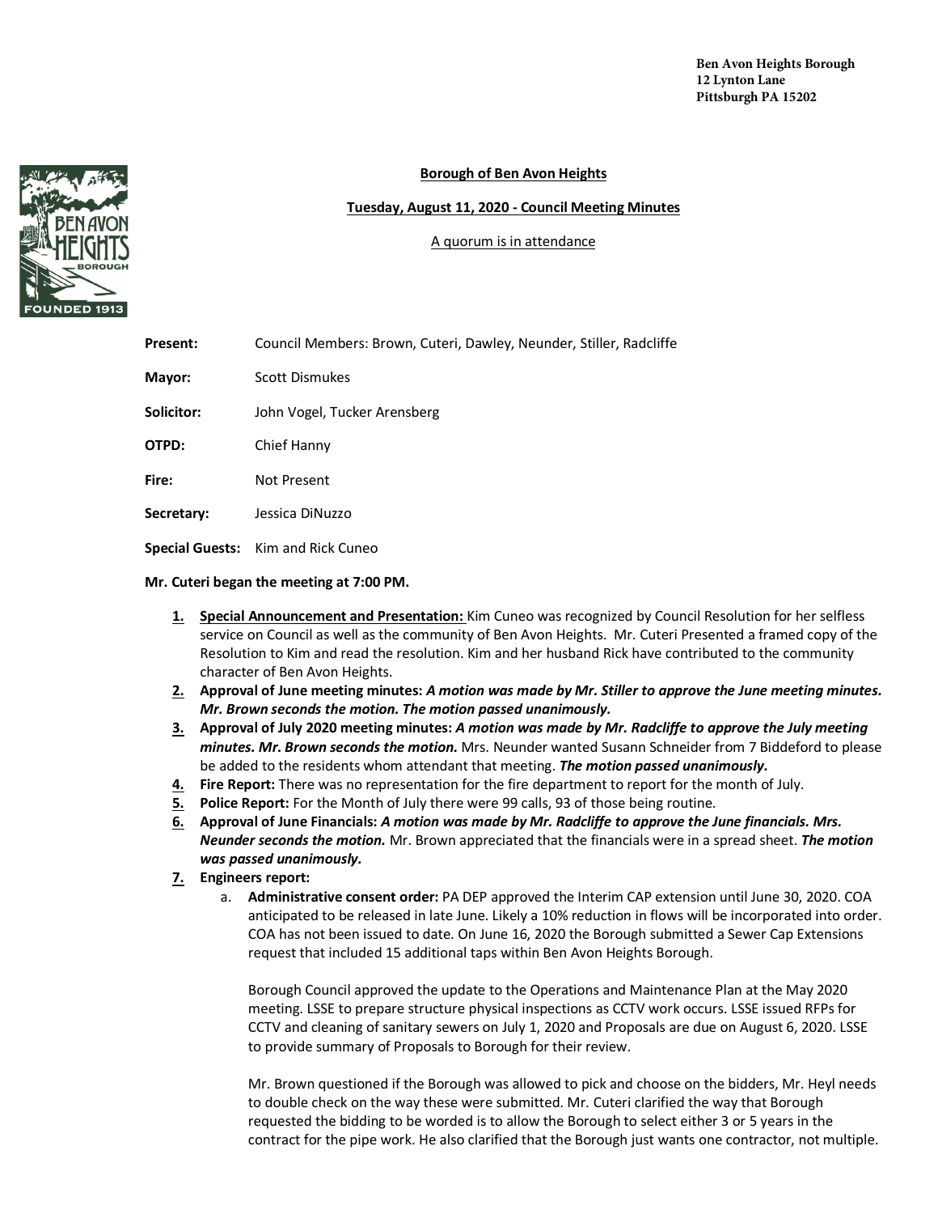Ben Avon Heights Borough
12 Lynton Lane
Pittsburgh PA 15202

**Borough of Ben Avon Heights**

**Tuesday, August 11, 2020 - Council Meeting Minutes**

A quorum is in attendance

**Present:** Council Members: Brown, Cuteri, Dawley, Neunder, Stiller, Radcliffe

**Mayor:** Scott Dismukes

**Solicitor:** John Vogel, Tucker Arensberg

**OTPD:** Chief Hanny

**Fire:** Not Present

**Secretary:** Jessica DiNuzzo

**Special Guests:** Kim and Rick Cuneo

**Mr. Cuteri began the meeting at 7:00 PM.**

1. **Special Announcement and Presentation:** Kim Cuneo was recognized by Council Resolution for her selfless service on Council as well as the community of Ben Avon Heights. Mr. Cuteri Presented a framed copy of the Resolution to Kim and read the resolution. Kim and her husband Rick have contributed to the community character of Ben Avon Heights.
2. **Approval of June meeting minutes:** ***A motion was made by Mr. Stiller to approve the June meeting minutes. Mr. Brown seconds the motion. The motion passed unanimously.***
3. **Approval of July 2020 meeting minutes:** ***A motion was made by Mr. Radcliffe to approve the July meeting minutes. Mr. Brown seconds the motion.*** Mrs. Neunder wanted Susann Schneider from 7 Biddeford to please be added to the residents whom attendant that meeting. ***The motion passed unanimously.***
4. **Fire Report:** There was no representation for the fire department to report for the month of July.
5. **Police Report:** For the Month of July there were 99 calls, 93 of those being routine.
6. **Approval of June Financials:** ***A motion was made by Mr. Radcliffe to approve the June financials. Mrs. Neunder seconds the motion.*** Mr. Brown appreciated that the financials were in a spread sheet. ***The motion was passed unanimously.***
7. **Engineers report:**
   a. **Administrative consent order:** PA DEP approved the Interim CAP extension until June 30, 2020. COA anticipated to be released in late June. Likely a 10% reduction in flows will be incorporated into order. COA has not been issued to date. On June 16, 2020 the Borough submitted a Sewer Cap Extensions request that included 15 additional taps within Ben Avon Heights Borough.

      Borough Council approved the update to the Operations and Maintenance Plan at the May 2020 meeting. LSSE to prepare structure physical inspections as CCTV work occurs. LSSE issued RFPs for CCTV and cleaning of sanitary sewers on July 1, 2020 and Proposals are due on August 6, 2020. LSSE to provide summary of Proposals to Borough for their review.

      Mr. Brown questioned if the Borough was allowed to pick and choose on the bidders, Mr. Heyl needs to double check on the way these were submitted. Mr. Cuteri clarified the way that Borough requested the bidding to be worded is to allow the Borough to select either 3 or 5 years in the contract for the pipe work. He also clarified that the Borough just wants one contractor, not multiple.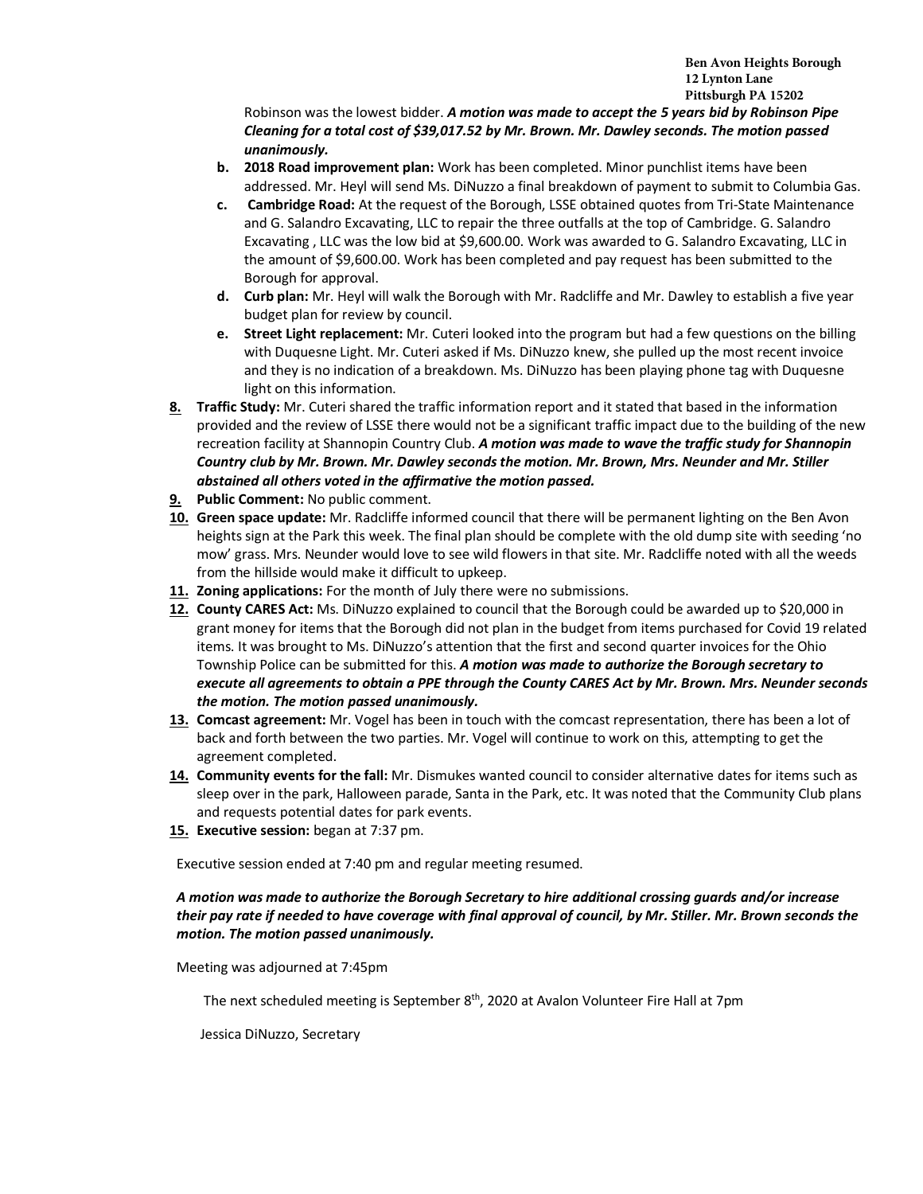Ben Avon Heights Borough
12 Lynton Lane
Pittsburgh PA 15202

Robinson was the lowest bidder. ***A motion was made to accept the 5 years bid by Robinson Pipe Cleaning for a total cost of $39,017.52 by Mr. Brown. Mr. Dawley seconds. The motion passed unanimously.***

b. **2018 Road improvement plan:** Work has been completed. Minor punchlist items have been addressed. Mr. Heyl will send Ms. DiNuzzo a final breakdown of payment to submit to Columbia Gas.

c. **Cambridge Road:** At the request of the Borough, LSSE obtained quotes from Tri-State Maintenance and G. Salandro Excavating, LLC to repair the three outfalls at the top of Cambridge. G. Salandro Excavating , LLC was the low bid at $9,600.00. Work was awarded to G. Salandro Excavating, LLC in the amount of $9,600.00. Work has been completed and pay request has been submitted to the Borough for approval.

d. **Curb plan:** Mr. Heyl will walk the Borough with Mr. Radcliffe and Mr. Dawley to establish a five year budget plan for review by council.

e. **Street Light replacement:** Mr. Cuteri looked into the program but had a few questions on the billing with Duquesne Light. Mr. Cuteri asked if Ms. DiNuzzo knew, she pulled up the most recent invoice and they is no indication of a breakdown. Ms. DiNuzzo has been playing phone tag with Duquesne light on this information.

**8.** **Traffic Study:** Mr. Cuteri shared the traffic information report and it stated that based in the information provided and the review of LSSE there would not be a significant traffic impact due to the building of the new recreation facility at Shannopin Country Club. ***A motion was made to wave the traffic study for Shannopin Country club by Mr. Brown. Mr. Dawley seconds the motion. Mr. Brown, Mrs. Neunder and Mr. Stiller abstained all others voted in the affirmative the motion passed.***

**9.** **Public Comment:** No public comment.

**10.** **Green space update:** Mr. Radcliffe informed council that there will be permanent lighting on the Ben Avon heights sign at the Park this week. The final plan should be complete with the old dump site with seeding 'no mow' grass. Mrs. Neunder would love to see wild flowers in that site. Mr. Radcliffe noted with all the weeds from the hillside would make it difficult to upkeep.

**11.** **Zoning applications:** For the month of July there were no submissions.

**12.** **County CARES Act:** Ms. DiNuzzo explained to council that the Borough could be awarded up to $20,000 in grant money for items that the Borough did not plan in the budget from items purchased for Covid 19 related items. It was brought to Ms. DiNuzzo's attention that the first and second quarter invoices for the Ohio Township Police can be submitted for this. ***A motion was made to authorize the Borough secretary to execute all agreements to obtain a PPE through the County CARES Act by Mr. Brown. Mrs. Neunder seconds the motion. The motion passed unanimously.***

**13.** **Comcast agreement:** Mr. Vogel has been in touch with the comcast representation, there has been a lot of back and forth between the two parties. Mr. Vogel will continue to work on this, attempting to get the agreement completed.

**14.** **Community events for the fall:** Mr. Dismukes wanted council to consider alternative dates for items such as sleep over in the park, Halloween parade, Santa in the Park, etc. It was noted that the Community Club plans and requests potential dates for park events.

**15.** **Executive session:** began at 7:37 pm.

Executive session ended at 7:40 pm and regular meeting resumed.

***A motion was made to authorize the Borough Secretary to hire additional crossing guards and/or increase their pay rate if needed to have coverage with final approval of council, by Mr. Stiller. Mr. Brown seconds the motion. The motion passed unanimously.***

Meeting was adjourned at 7:45pm

The next scheduled meeting is September 8th, 2020 at Avalon Volunteer Fire Hall at 7pm

Jessica DiNuzzo, Secretary